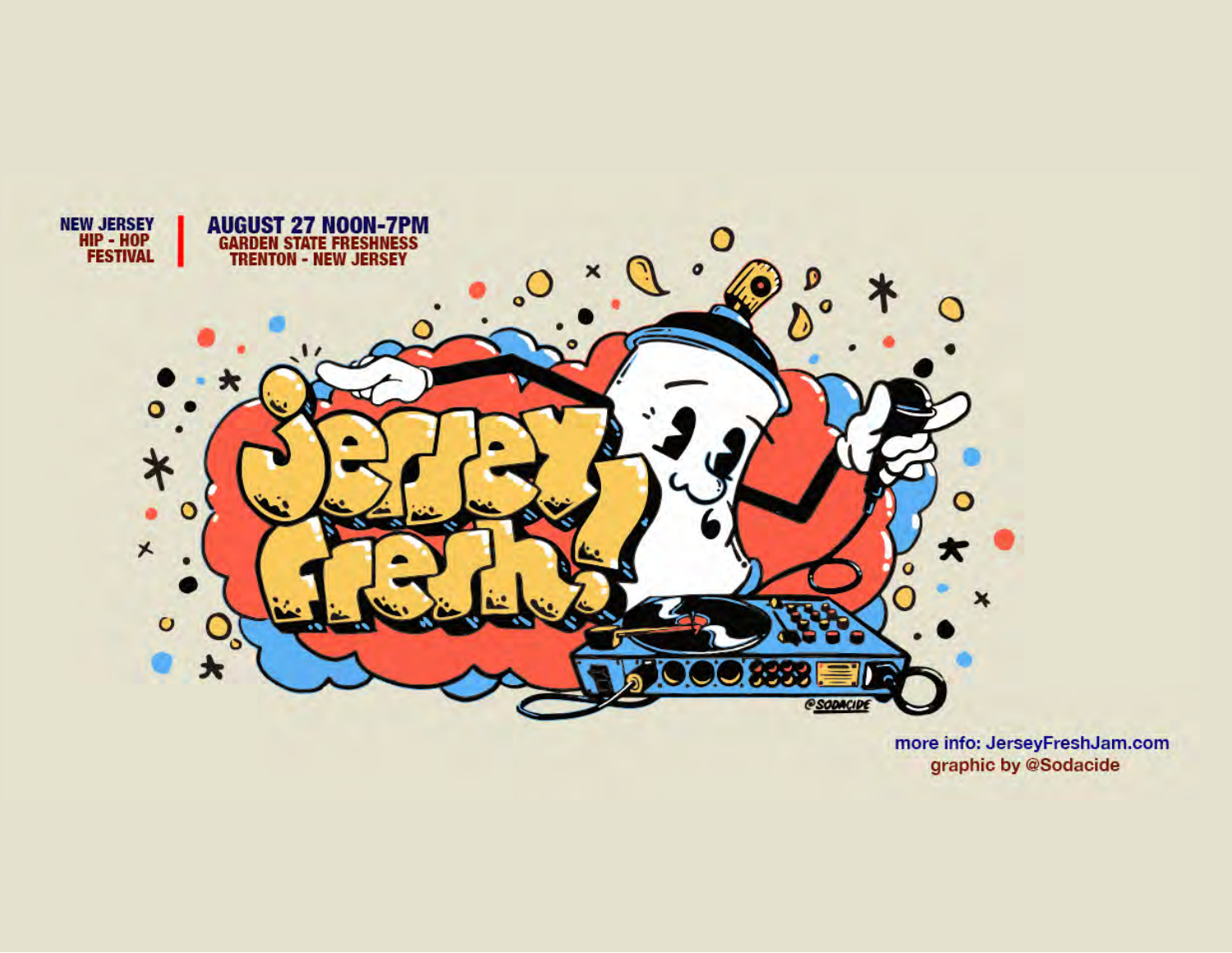NEW JERSEY
HIP - HOP
FESTIVAL

AUGUST 27 NOON-7PM
GARDEN STATE FRESHNESS
TRENTON - NEW JERSEY

# Jersey Fresh!

more info: JerseyFreshJam.com
graphic by @Sodacide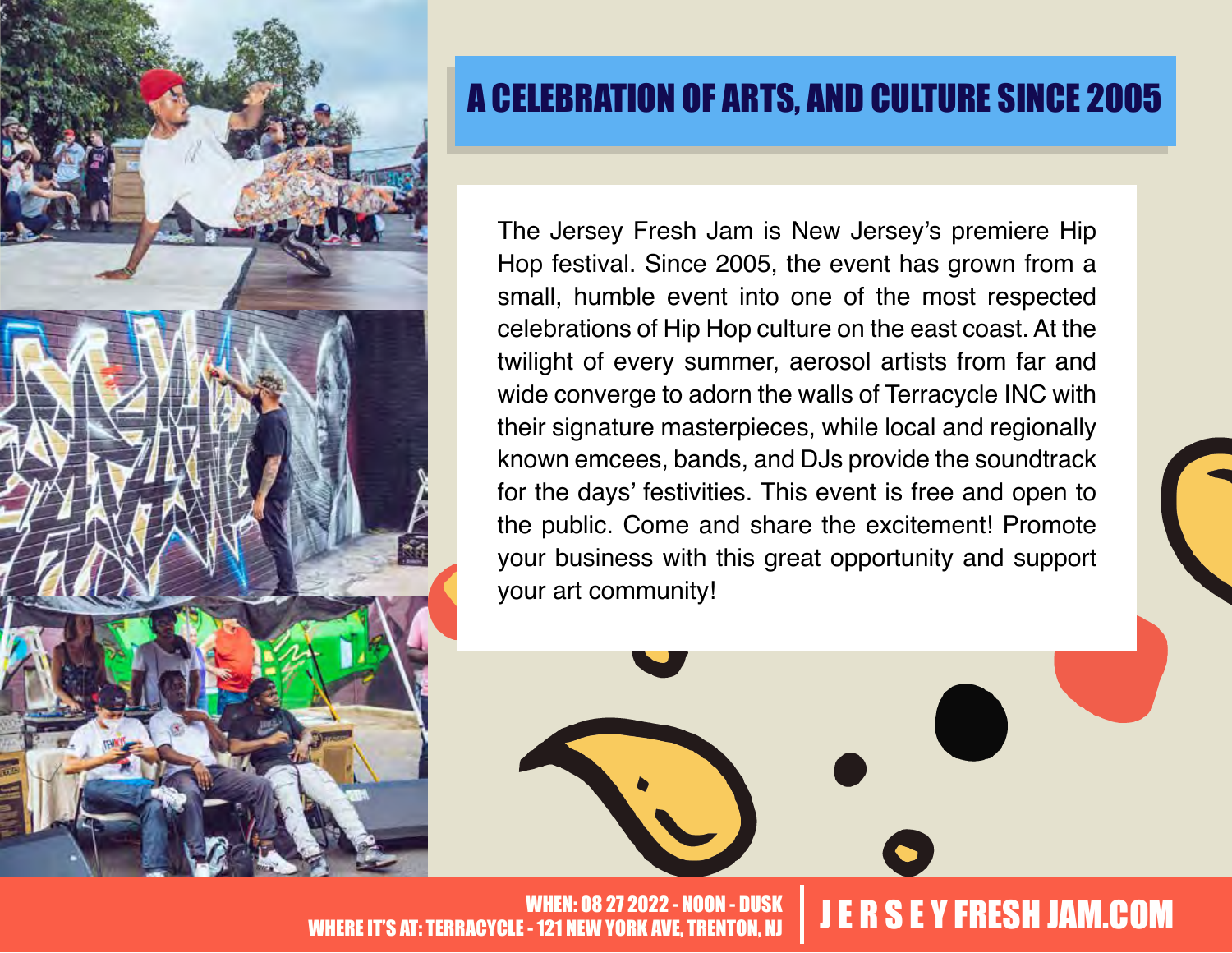# A CELEBRATION OF ARTS, AND CULTURE SINCE 2005

The Jersey Fresh Jam is New Jersey's premiere Hip Hop festival. Since 2005, the event has grown from a small, humble event into one of the most respected celebrations of Hip Hop culture on the east coast. At the twilight of every summer, aerosol artists from far and wide converge to adorn the walls of Terracycle INC with their signature masterpieces, while local and regionally known emcees, bands, and DJs provide the soundtrack for the days' festivities. This event is free and open to the public. Come and share the excitement! Promote your business with this great opportunity and support your art community!

WHEN: 08 27 2022 - NOON - DUSK
WHERE IT'S AT: TERRACYCLE - 121 NEW YORK AVE, TRENTON, NJ

JERSEYFRESHJAM.COM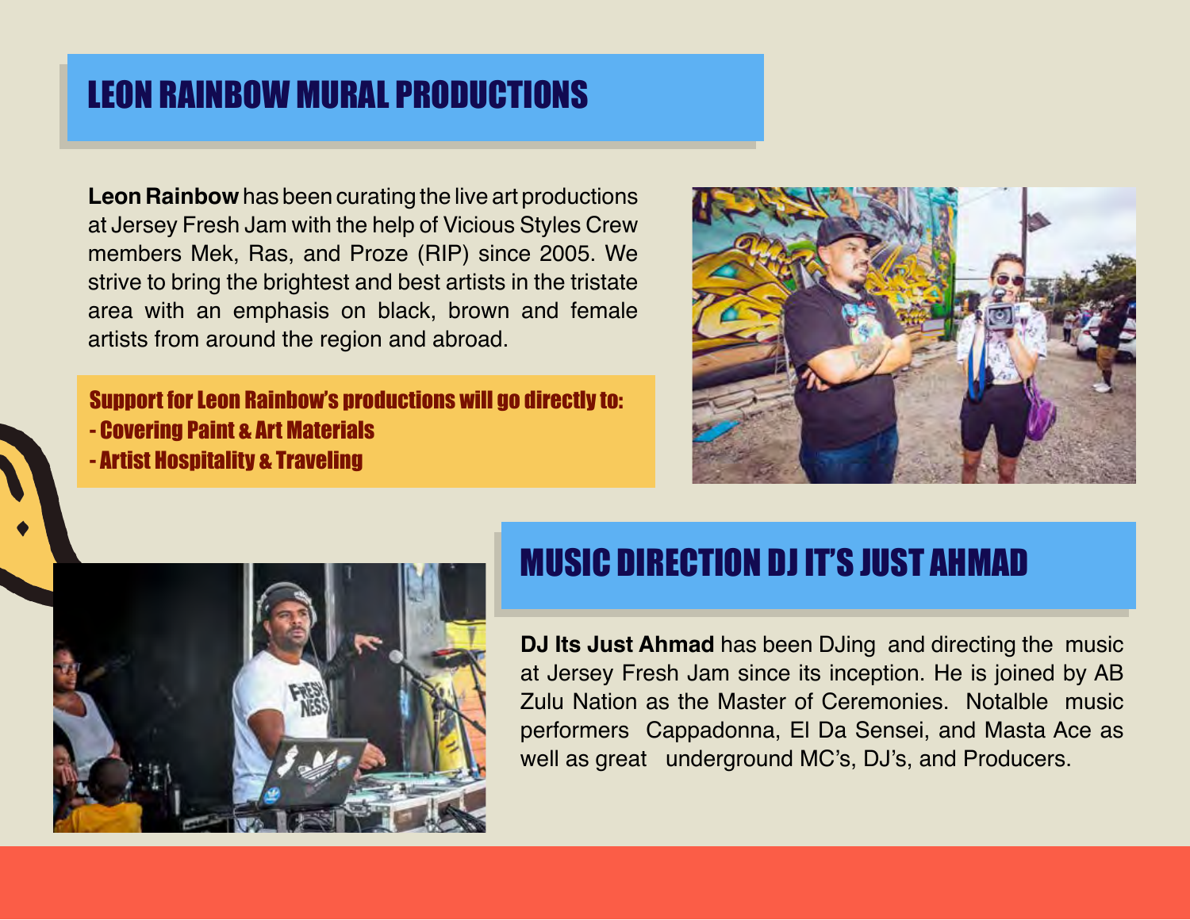## LEON RAINBOW MURAL PRODUCTIONS

**Leon Rainbow** has been curating the live art productions at Jersey Fresh Jam with the help of Vicious Styles Crew members Mek, Ras, and Proze (RIP) since 2005. We strive to bring the brightest and best artists in the tristate area with an emphasis on black, brown and female artists from around the region and abroad.

**Support for Leon Rainbow's productions will go directly to:**
- **Covering Paint & Art Materials**
- **Artist Hospitality & Traveling**

## MUSIC DIRECTION DJ IT'S JUST AHMAD

**DJ Its Just Ahmad** has been DJing and directing the music at Jersey Fresh Jam since its inception. He is joined by AB Zulu Nation as the Master of Ceremonies. Notalble music performers Cappadonna, El Da Sensei, and Masta Ace as well as great underground MC's, DJ's, and Producers.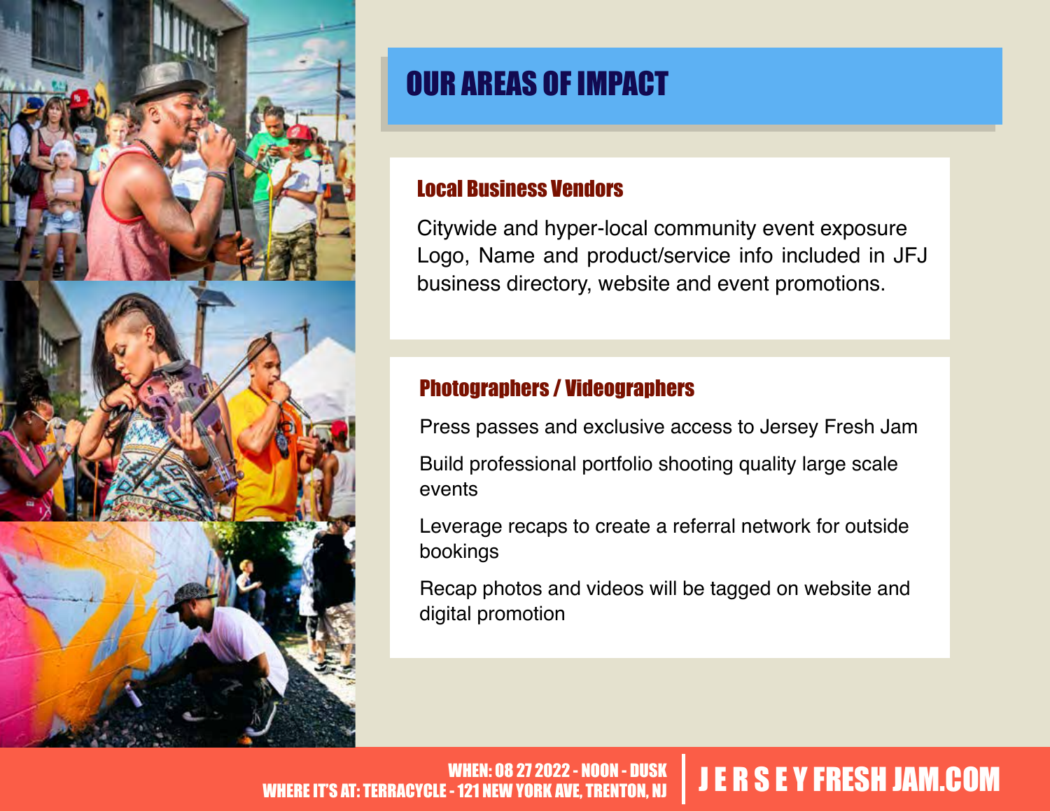# OUR AREAS OF IMPACT

## Local Business Vendors

Citywide and hyper-local community event exposure
Logo, Name and product/service info included in JFJ business directory, website and event promotions.

## Photographers / Videographers

Press passes and exclusive access to Jersey Fresh Jam

Build professional portfolio shooting quality large scale events

Leverage recaps to create a referral network for outside bookings

Recap photos and videos will be tagged on website and digital promotion

WHEN: 08 27 2022 - NOON - DUSK
WHERE IT'S AT: TERRACYCLE - 121 NEW YORK AVE, TRENTON, NJ

JERSEYFRESHJAM.COM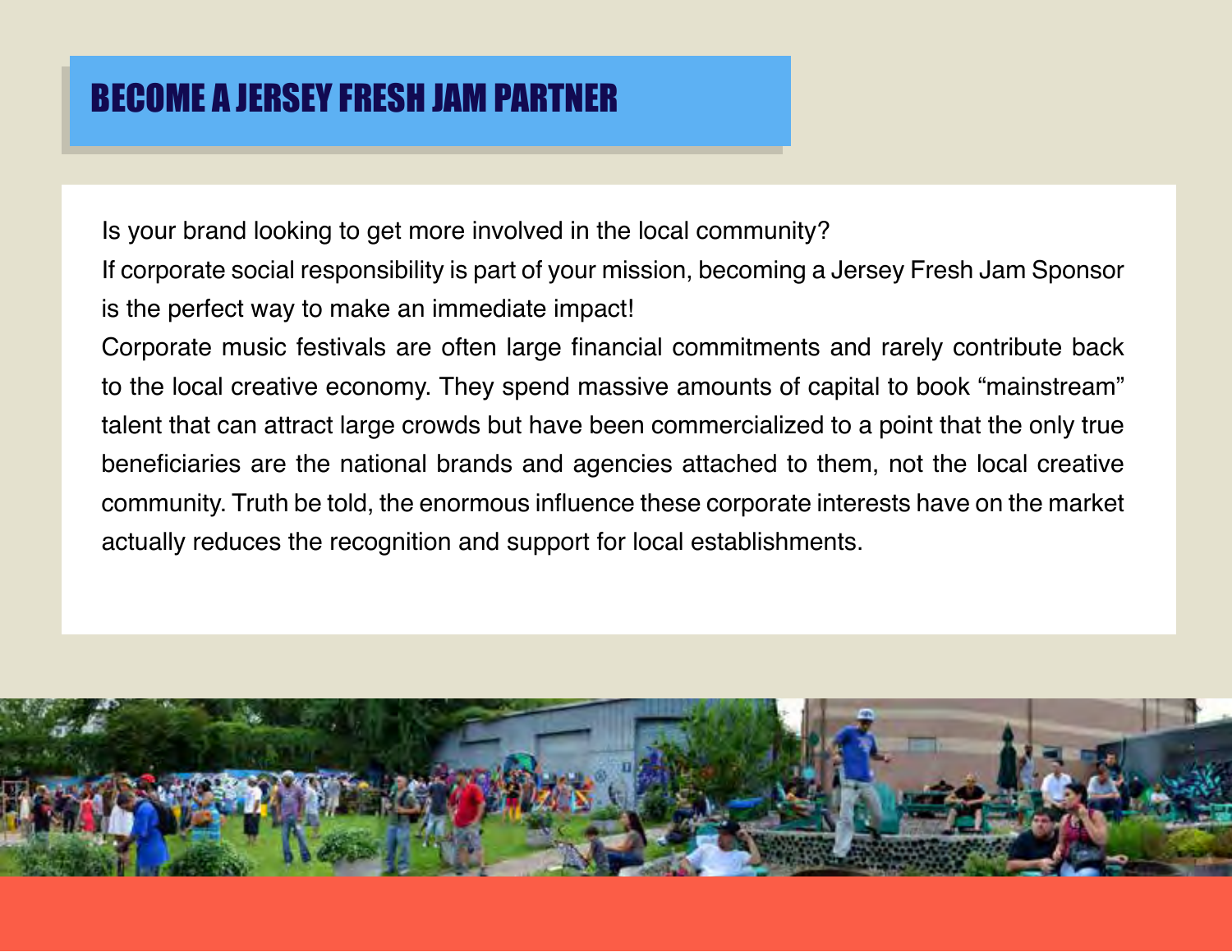# BECOME A JERSEY FRESH JAM PARTNER

Is your brand looking to get more involved in the local community?

If corporate social responsibility is part of your mission, becoming a Jersey Fresh Jam Sponsor is the perfect way to make an immediate impact!

Corporate music festivals are often large financial commitments and rarely contribute back to the local creative economy. They spend massive amounts of capital to book "mainstream" talent that can attract large crowds but have been commercialized to a point that the only true beneficiaries are the national brands and agencies attached to them, not the local creative community. Truth be told, the enormous influence these corporate interests have on the market actually reduces the recognition and support for local establishments.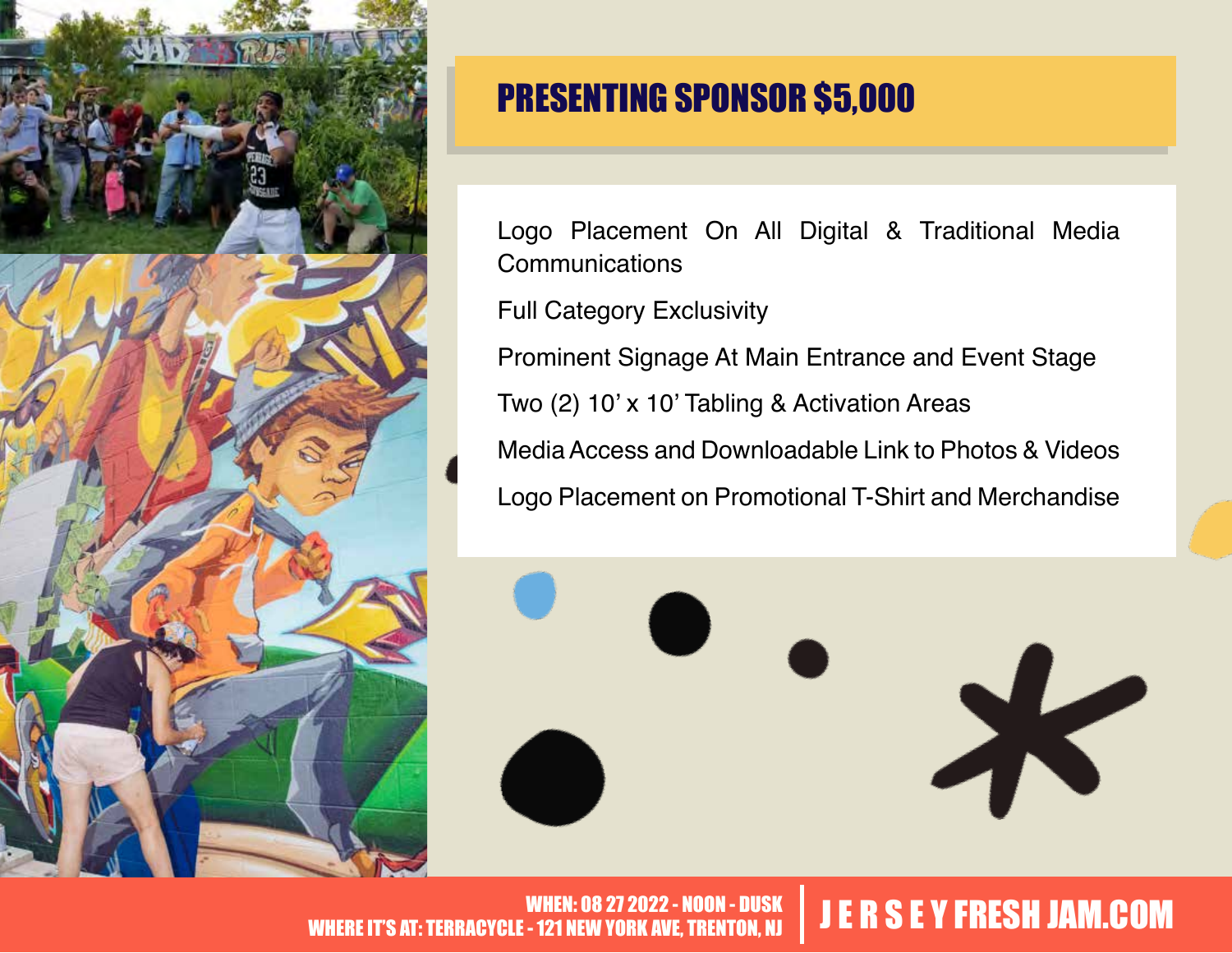## PRESENTING SPONSOR $5,000

- Logo Placement On All Digital & Traditional Media Communications
- Full Category Exclusivity
- Prominent Signage At Main Entrance and Event Stage
- Two (2) 10' x 10' Tabling & Activation Areas
- Media Access and Downloadable Link to Photos & Videos
- Logo Placement on Promotional T-Shirt and Merchandise

WHEN: 08 27 2022 - NOON - DUSK
WHERE IT'S AT: TERRACYCLE - 121 NEW YORK AVE, TRENTON, NJ

JERSEY FRESH JAM.COM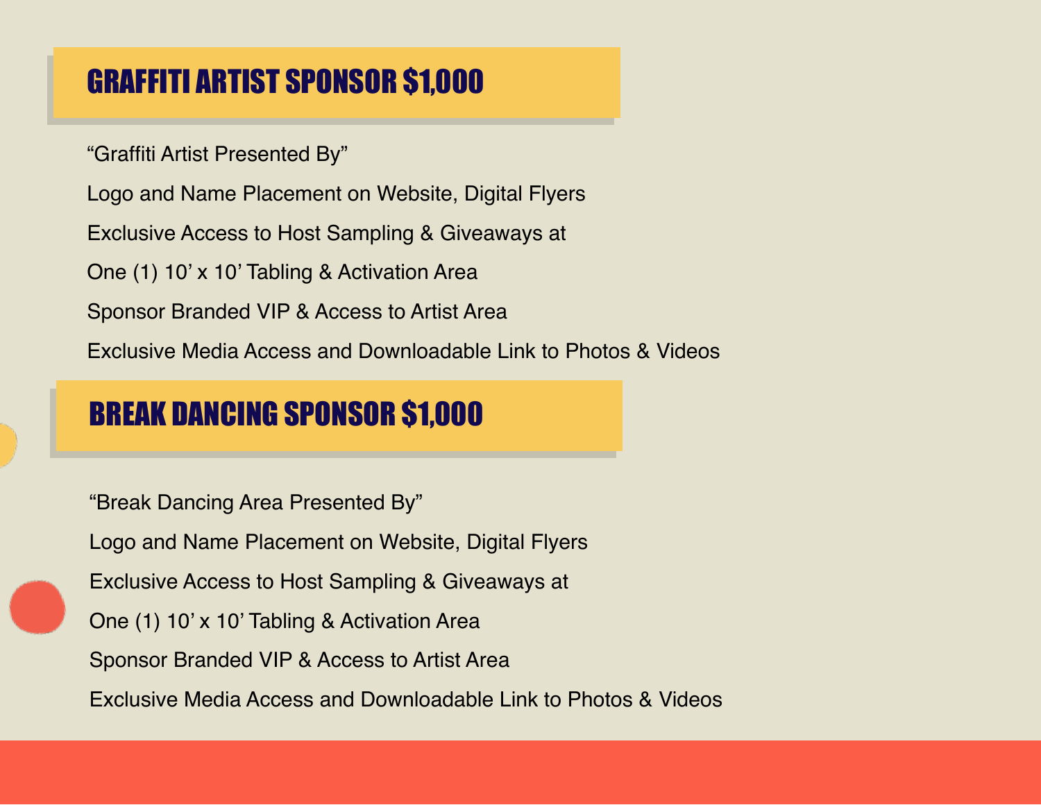## GRAFFITI ARTIST SPONSOR $1,000

"Graffiti Artist Presented By"

Logo and Name Placement on Website, Digital Flyers

Exclusive Access to Host Sampling & Giveaways at

One (1) 10' x 10' Tabling & Activation Area

Sponsor Branded VIP & Access to Artist Area

Exclusive Media Access and Downloadable Link to Photos & Videos

## BREAK DANCING SPONSOR $1,000

"Break Dancing Area Presented By"

Logo and Name Placement on Website, Digital Flyers

Exclusive Access to Host Sampling & Giveaways at

One (1) 10' x 10' Tabling & Activation Area

Sponsor Branded VIP & Access to Artist Area

Exclusive Media Access and Downloadable Link to Photos & Videos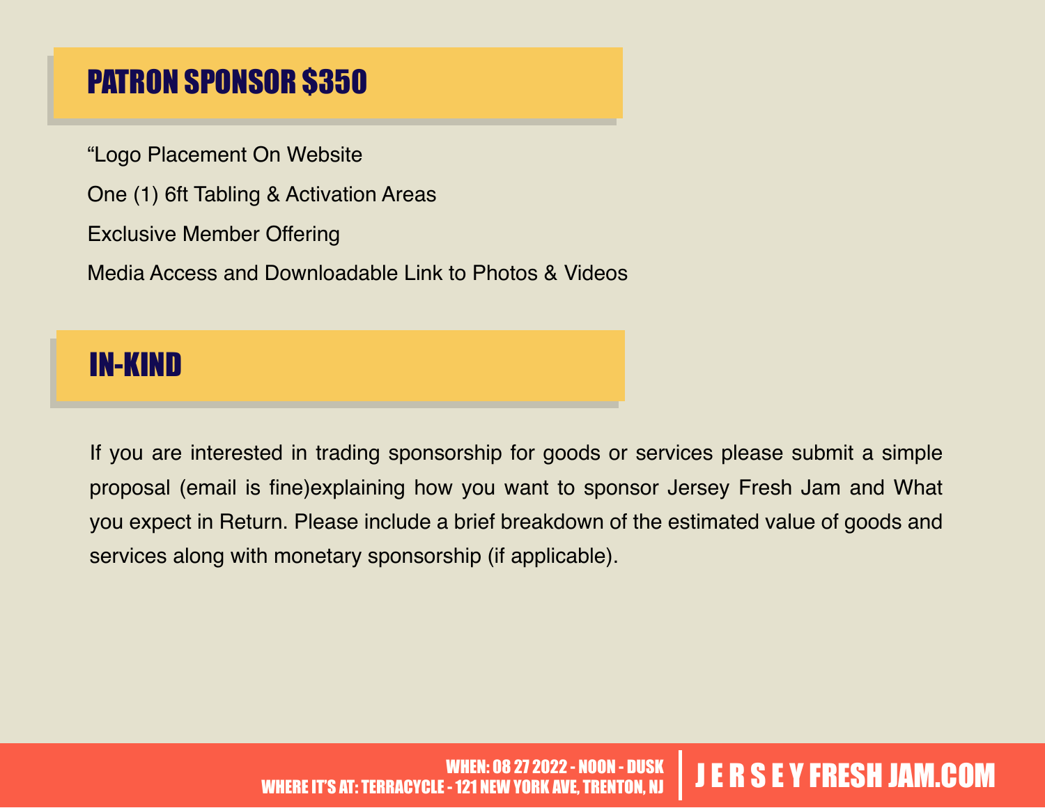## PATRON SPONSOR $350

“Logo Placement On Website

One (1) 6ft Tabling & Activation Areas

Exclusive Member Offering

Media Access and Downloadable Link to Photos & Videos

## IN-KIND

If you are interested in trading sponsorship for goods or services please submit a simple proposal (email is fine)explaining how you want to sponsor Jersey Fresh Jam and What you expect in Return. Please include a brief breakdown of the estimated value of goods and services along with monetary sponsorship (if applicable).

WHEN: 08 27 2022 - NOON - DUSK
WHERE IT'S AT: TERRACYCLE - 121 NEW YORK AVE, TRENTON, NJ

J E R S E Y FRESH JAM.COM